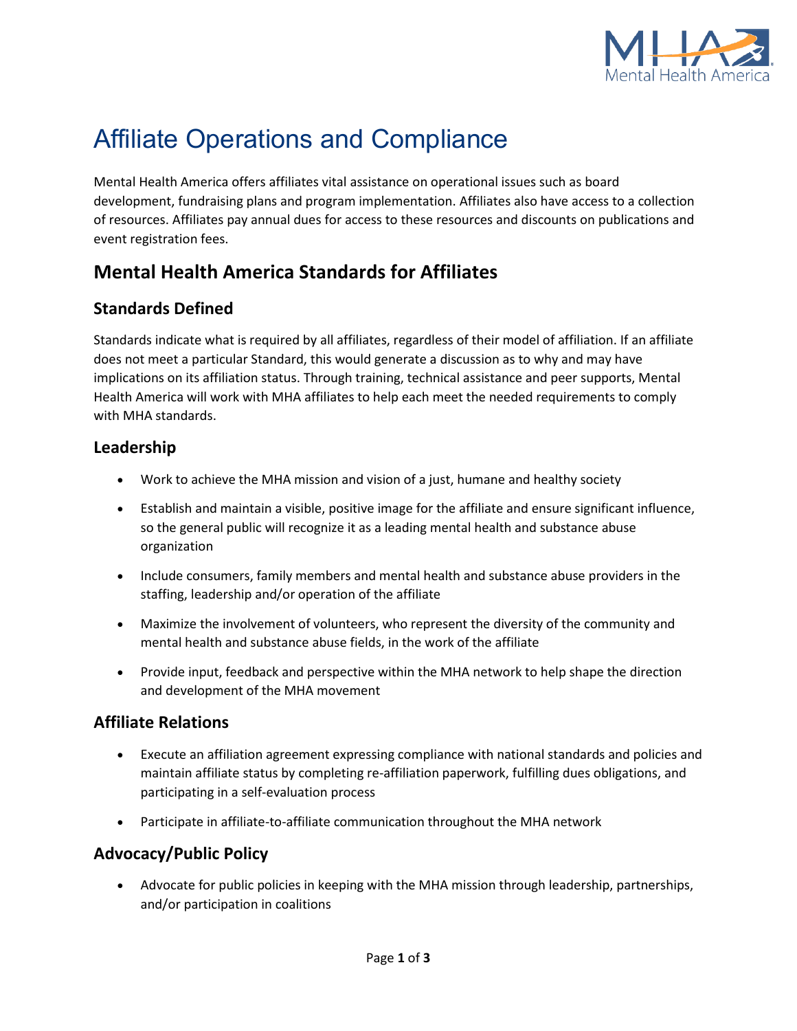# Affiliate Operations and Compliance

Mental Health America offers affiliates vital assistance on operational issues such as board development, fundraising plans and program implementation. Affiliates also have access to a collection of resources. Affiliates pay annual dues for access to these resources and discounts on publications and event registration fees.

## Mental Health America Standards for Affiliates

### Standards Defined

Standards indicate what is required by all affiliates, regardless of their model of affiliation. If an affiliate does not meet a particular Standard, this would generate a discussion as to why and may have implications on its affiliation status. Through training, technical assistance and peer supports, Mental Health America will work with MHA affiliates to help each meet the needed requirements to comply with MHA standards.

### Leadership

- Work to achieve the MHA mission and vision of a just, humane and healthy society
- Establish and maintain a visible, positive image for the affiliate and ensure significant influence, so the general public will recognize it as a leading mental health and substance abuse organization
- Include consumers, family members and mental health and substance abuse providers in the staffing, leadership and/or operation of the affiliate
- Maximize the involvement of volunteers, who represent the diversity of the community and mental health and substance abuse fields, in the work of the affiliate
- Provide input, feedback and perspective within the MHA network to help shape the direction and development of the MHA movement

### Affiliate Relations

- Execute an affiliation agreement expressing compliance with national standards and policies and maintain affiliate status by completing re-affiliation paperwork, fulfilling dues obligations, and participating in a self-evaluation process
- Participate in affiliate-to-affiliate communication throughout the MHA network

### Advocacy/Public Policy

- Advocate for public policies in keeping with the MHA mission through leadership, partnerships, and/or participation in coalitions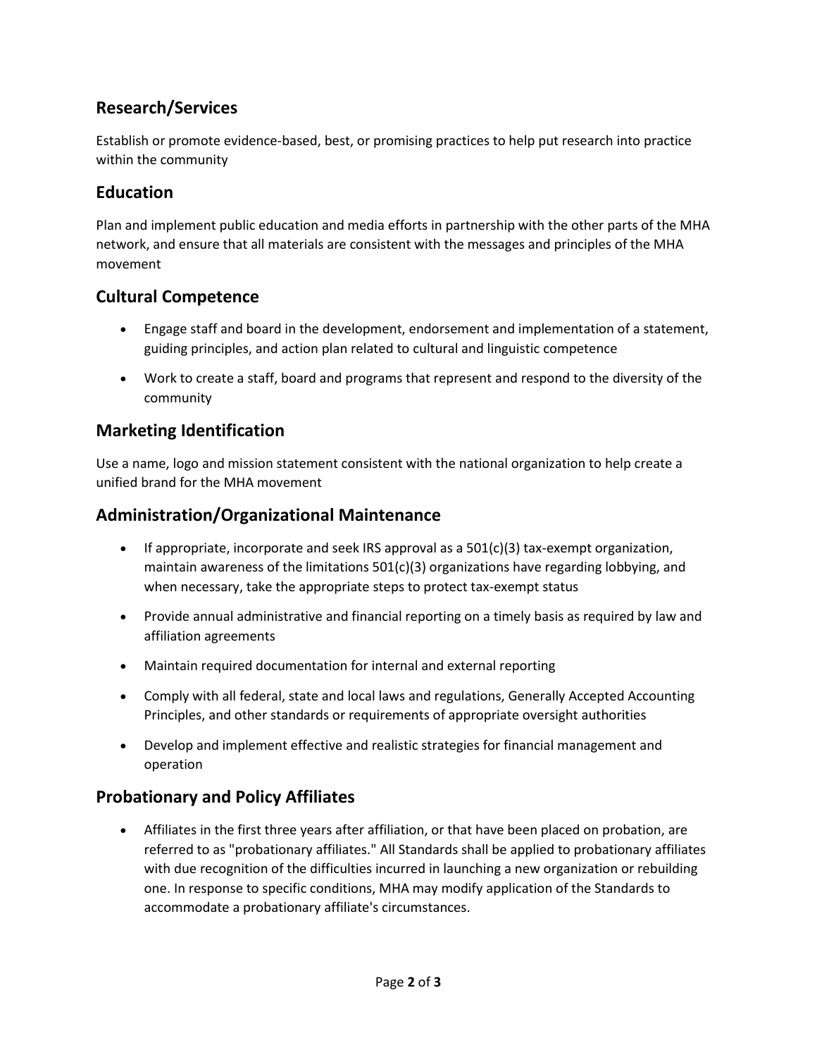## Research/Services

Establish or promote evidence-based, best, or promising practices to help put research into practice within the community

## Education

Plan and implement public education and media efforts in partnership with the other parts of the MHA network, and ensure that all materials are consistent with the messages and principles of the MHA movement

## Cultural Competence

- Engage staff and board in the development, endorsement and implementation of a statement, guiding principles, and action plan related to cultural and linguistic competence
- Work to create a staff, board and programs that represent and respond to the diversity of the community

## Marketing Identification

Use a name, logo and mission statement consistent with the national organization to help create a unified brand for the MHA movement

## Administration/Organizational Maintenance

- If appropriate, incorporate and seek IRS approval as a 501(c)(3) tax-exempt organization, maintain awareness of the limitations 501(c)(3) organizations have regarding lobbying, and when necessary, take the appropriate steps to protect tax-exempt status
- Provide annual administrative and financial reporting on a timely basis as required by law and affiliation agreements
- Maintain required documentation for internal and external reporting
- Comply with all federal, state and local laws and regulations, Generally Accepted Accounting Principles, and other standards or requirements of appropriate oversight authorities
- Develop and implement effective and realistic strategies for financial management and operation

## Probationary and Policy Affiliates

- Affiliates in the first three years after affiliation, or that have been placed on probation, are referred to as "probationary affiliates." All Standards shall be applied to probationary affiliates with due recognition of the difficulties incurred in launching a new organization or rebuilding one. In response to specific conditions, MHA may modify application of the Standards to accommodate a probationary affiliate's circumstances.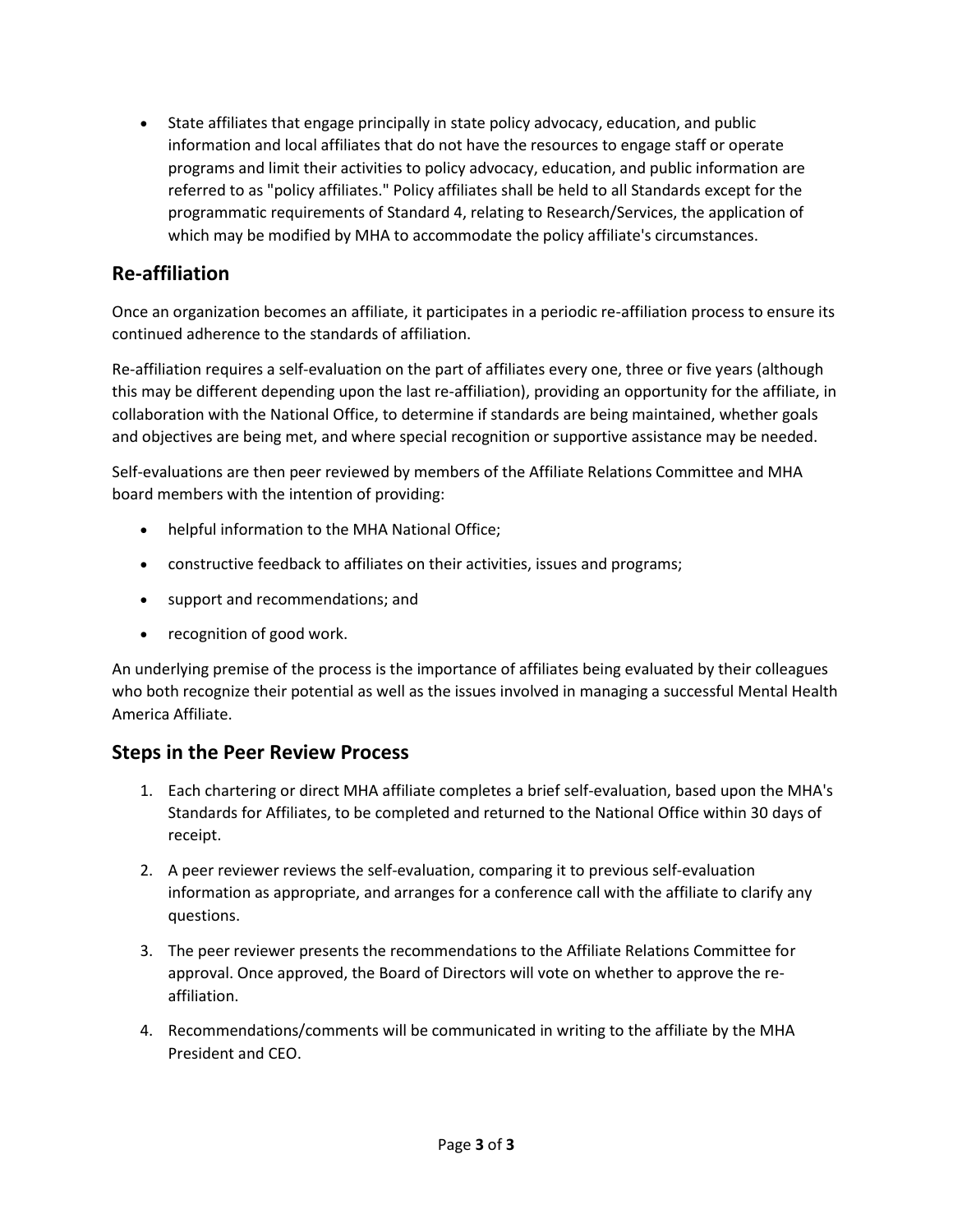- State affiliates that engage principally in state policy advocacy, education, and public information and local affiliates that do not have the resources to engage staff or operate programs and limit their activities to policy advocacy, education, and public information are referred to as "policy affiliates." Policy affiliates shall be held to all Standards except for the programmatic requirements of Standard 4, relating to Research/Services, the application of which may be modified by MHA to accommodate the policy affiliate's circumstances.

## Re-affiliation

Once an organization becomes an affiliate, it participates in a periodic re-affiliation process to ensure its continued adherence to the standards of affiliation.

Re-affiliation requires a self-evaluation on the part of affiliates every one, three or five years (although this may be different depending upon the last re-affiliation), providing an opportunity for the affiliate, in collaboration with the National Office, to determine if standards are being maintained, whether goals and objectives are being met, and where special recognition or supportive assistance may be needed.

Self-evaluations are then peer reviewed by members of the Affiliate Relations Committee and MHA board members with the intention of providing:

- helpful information to the MHA National Office;
- constructive feedback to affiliates on their activities, issues and programs;
- support and recommendations; and
- recognition of good work.

An underlying premise of the process is the importance of affiliates being evaluated by their colleagues who both recognize their potential as well as the issues involved in managing a successful Mental Health America Affiliate.

## Steps in the Peer Review Process

1. Each chartering or direct MHA affiliate completes a brief self-evaluation, based upon the MHA's Standards for Affiliates, to be completed and returned to the National Office within 30 days of receipt.
2. A peer reviewer reviews the self-evaluation, comparing it to previous self-evaluation information as appropriate, and arranges for a conference call with the affiliate to clarify any questions.
3. The peer reviewer presents the recommendations to the Affiliate Relations Committee for approval. Once approved, the Board of Directors will vote on whether to approve the re-affiliation.
4. Recommendations/comments will be communicated in writing to the affiliate by the MHA President and CEO.